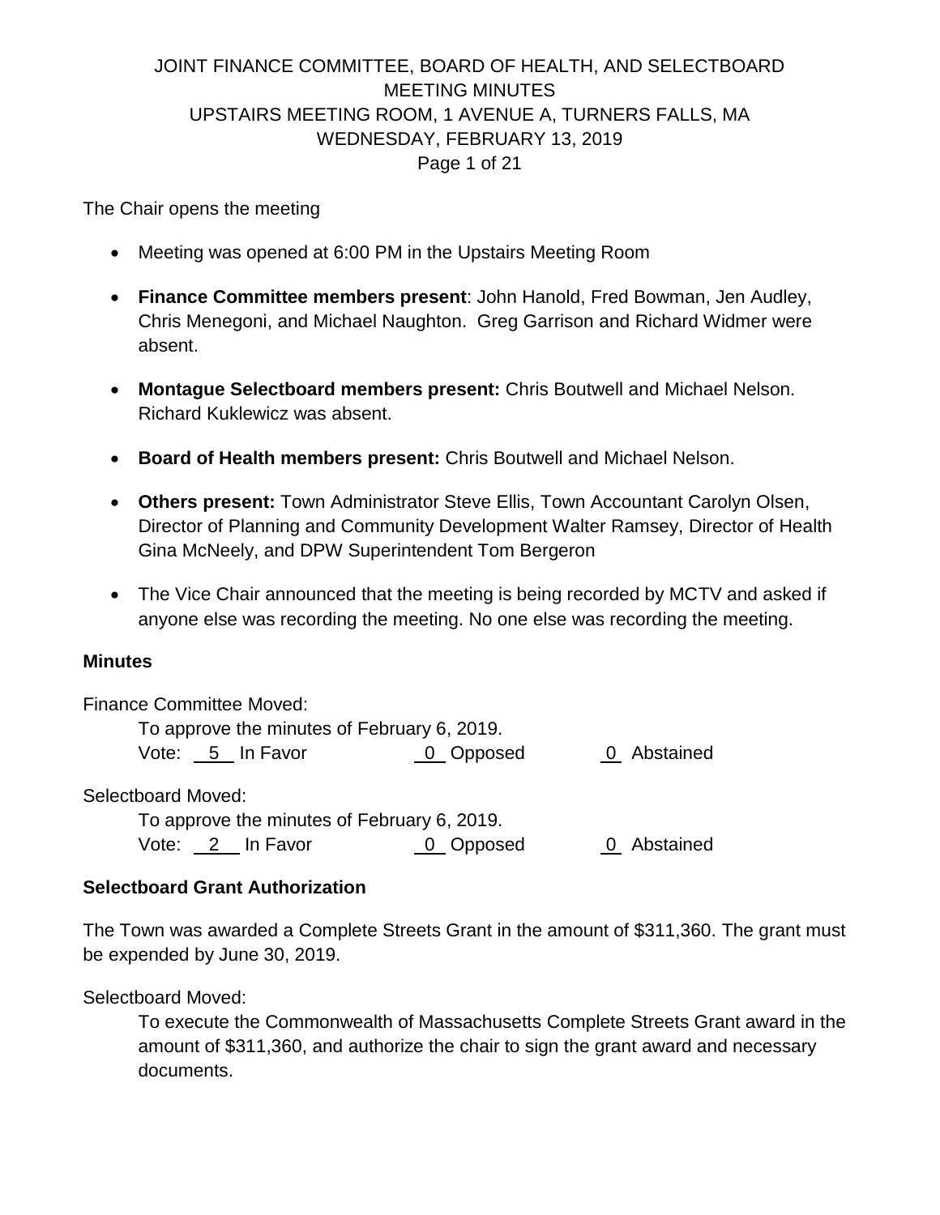# JOINT FINANCE COMMITTEE, BOARD OF HEALTH, AND SELECTBOARD MEETING MINUTES
## UPSTAIRS MEETING ROOM, 1 AVENUE A, TURNERS FALLS, MA
## WEDNESDAY, FEBRUARY 13, 2019

The Chair opens the meeting

- Meeting was opened at 6:00 PM in the Upstairs Meeting Room
- **Finance Committee members present**: John Hanold, Fred Bowman, Jen Audley, Chris Menegoni, and Michael Naughton. Greg Garrison and Richard Widmer were absent.
- **Montague Selectboard members present:** Chris Boutwell and Michael Nelson. Richard Kuklewicz was absent.
- **Board of Health members present:** Chris Boutwell and Michael Nelson.
- **Others present:** Town Administrator Steve Ellis, Town Accountant Carolyn Olsen, Director of Planning and Community Development Walter Ramsey, Director of Health Gina McNeely, and DPW Superintendent Tom Bergeron
- The Vice Chair announced that the meeting is being recorded by MCTV and asked if anyone else was recording the meeting. No one else was recording the meeting.

**Minutes**

Finance Committee Moved:

To approve the minutes of February 6, 2019.
Vote: 5 In Favor    0 Opposed    0 Abstained

Selectboard Moved:

To approve the minutes of February 6, 2019.
Vote: 2 In Favor    0 Opposed    0 Abstained

**Selectboard Grant Authorization**

The Town was awarded a Complete Streets Grant in the amount of $311,360. The grant must be expended by June 30, 2019.

Selectboard Moved:

To execute the Commonwealth of Massachusetts Complete Streets Grant award in the amount of $311,360, and authorize the chair to sign the grant award and necessary documents.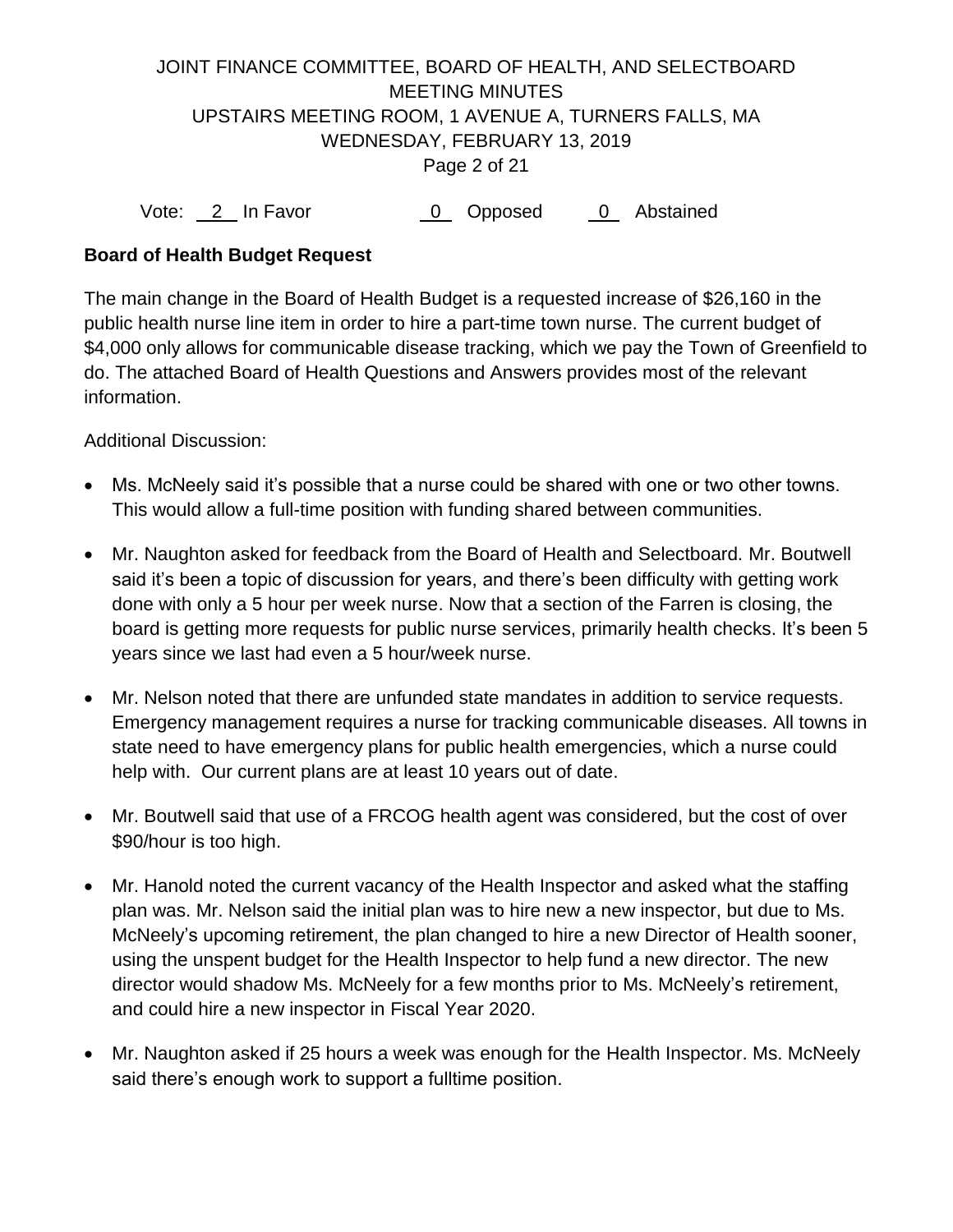Vote: 2 In Favor 0 Opposed 0 Abstained

**Board of Health Budget Request**

The main change in the Board of Health Budget is a requested increase of $26,160 in the public health nurse line item in order to hire a part-time town nurse. The current budget of $4,000 only allows for communicable disease tracking, which we pay the Town of Greenfield to do. The attached Board of Health Questions and Answers provides most of the relevant information.

Additional Discussion:

- Ms. McNeely said it's possible that a nurse could be shared with one or two other towns. This would allow a full-time position with funding shared between communities.
- Mr. Naughton asked for feedback from the Board of Health and Selectboard. Mr. Boutwell said it's been a topic of discussion for years, and there's been difficulty with getting work done with only a 5 hour per week nurse. Now that a section of the Farren is closing, the board is getting more requests for public nurse services, primarily health checks. It's been 5 years since we last had even a 5 hour/week nurse.
- Mr. Nelson noted that there are unfunded state mandates in addition to service requests. Emergency management requires a nurse for tracking communicable diseases. All towns in state need to have emergency plans for public health emergencies, which a nurse could help with. Our current plans are at least 10 years out of date.
- Mr. Boutwell said that use of a FRCOG health agent was considered, but the cost of over $90/hour is too high.
- Mr. Hanold noted the current vacancy of the Health Inspector and asked what the staffing plan was. Mr. Nelson said the initial plan was to hire new a new inspector, but due to Ms. McNeely's upcoming retirement, the plan changed to hire a new Director of Health sooner, using the unspent budget for the Health Inspector to help fund a new director. The new director would shadow Ms. McNeely for a few months prior to Ms. McNeely's retirement, and could hire a new inspector in Fiscal Year 2020.
- Mr. Naughton asked if 25 hours a week was enough for the Health Inspector. Ms. McNeely said there's enough work to support a fulltime position.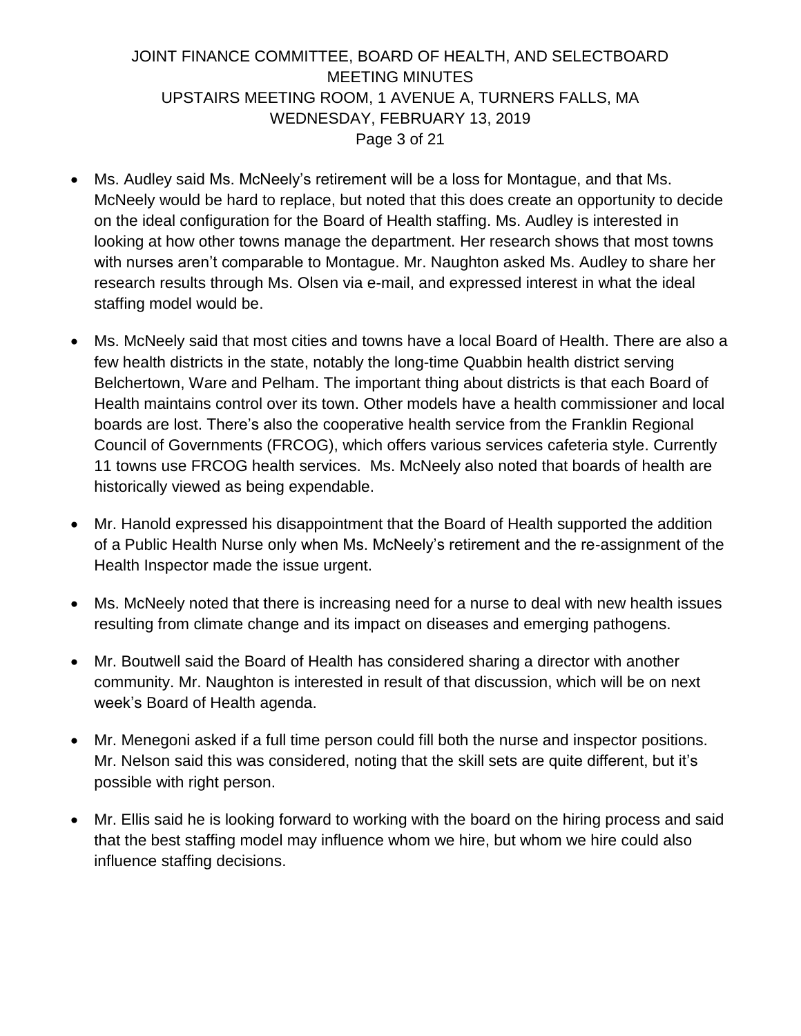- Ms. Audley said Ms. McNeely's retirement will be a loss for Montague, and that Ms. McNeely would be hard to replace, but noted that this does create an opportunity to decide on the ideal configuration for the Board of Health staffing. Ms. Audley is interested in looking at how other towns manage the department. Her research shows that most towns with nurses aren't comparable to Montague. Mr. Naughton asked Ms. Audley to share her research results through Ms. Olsen via e-mail, and expressed interest in what the ideal staffing model would be.

- Ms. McNeely said that most cities and towns have a local Board of Health. There are also a few health districts in the state, notably the long-time Quabbin health district serving Belchertown, Ware and Pelham. The important thing about districts is that each Board of Health maintains control over its town. Other models have a health commissioner and local boards are lost. There's also the cooperative health service from the Franklin Regional Council of Governments (FRCOG), which offers various services cafeteria style. Currently 11 towns use FRCOG health services. Ms. McNeely also noted that boards of health are historically viewed as being expendable.

- Mr. Hanold expressed his disappointment that the Board of Health supported the addition of a Public Health Nurse only when Ms. McNeely's retirement and the re-assignment of the Health Inspector made the issue urgent.

- Ms. McNeely noted that there is increasing need for a nurse to deal with new health issues resulting from climate change and its impact on diseases and emerging pathogens.

- Mr. Boutwell said the Board of Health has considered sharing a director with another community. Mr. Naughton is interested in result of that discussion, which will be on next week's Board of Health agenda.

- Mr. Menegoni asked if a full time person could fill both the nurse and inspector positions. Mr. Nelson said this was considered, noting that the skill sets are quite different, but it's possible with right person.

- Mr. Ellis said he is looking forward to working with the board on the hiring process and said that the best staffing model may influence whom we hire, but whom we hire could also influence staffing decisions.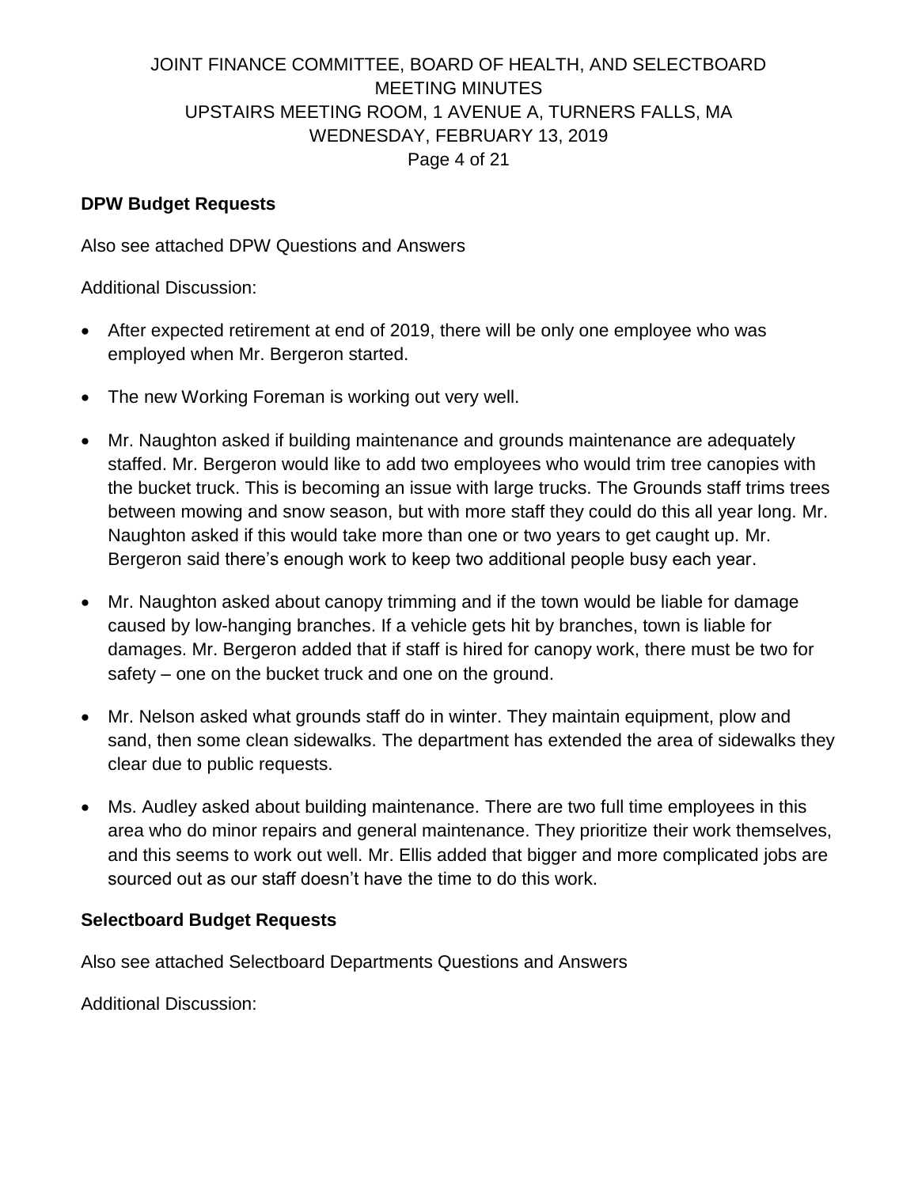## DPW Budget Requests

Also see attached DPW Questions and Answers

Additional Discussion:

- After expected retirement at end of 2019, there will be only one employee who was employed when Mr. Bergeron started.
- The new Working Foreman is working out very well.
- Mr. Naughton asked if building maintenance and grounds maintenance are adequately staffed. Mr. Bergeron would like to add two employees who would trim tree canopies with the bucket truck. This is becoming an issue with large trucks. The Grounds staff trims trees between mowing and snow season, but with more staff they could do this all year long. Mr. Naughton asked if this would take more than one or two years to get caught up. Mr. Bergeron said there's enough work to keep two additional people busy each year.
- Mr. Naughton asked about canopy trimming and if the town would be liable for damage caused by low-hanging branches. If a vehicle gets hit by branches, town is liable for damages. Mr. Bergeron added that if staff is hired for canopy work, there must be two for safety – one on the bucket truck and one on the ground.
- Mr. Nelson asked what grounds staff do in winter. They maintain equipment, plow and sand, then some clean sidewalks. The department has extended the area of sidewalks they clear due to public requests.
- Ms. Audley asked about building maintenance. There are two full time employees in this area who do minor repairs and general maintenance. They prioritize their work themselves, and this seems to work out well. Mr. Ellis added that bigger and more complicated jobs are sourced out as our staff doesn't have the time to do this work.

## Selectboard Budget Requests

Also see attached Selectboard Departments Questions and Answers

Additional Discussion: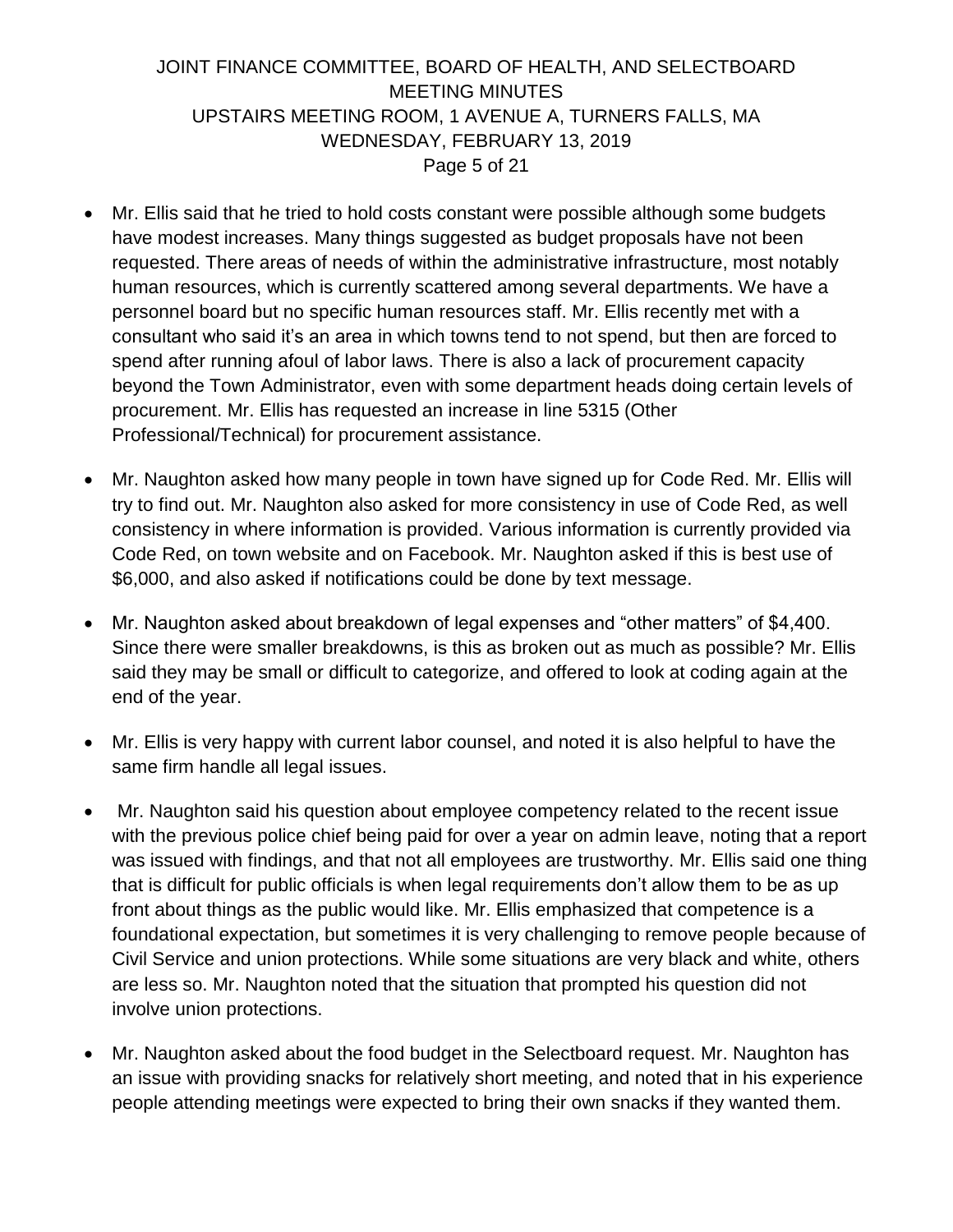- Mr. Ellis said that he tried to hold costs constant were possible although some budgets have modest increases. Many things suggested as budget proposals have not been requested. There areas of needs of within the administrative infrastructure, most notably human resources, which is currently scattered among several departments. We have a personnel board but no specific human resources staff. Mr. Ellis recently met with a consultant who said it's an area in which towns tend to not spend, but then are forced to spend after running afoul of labor laws. There is also a lack of procurement capacity beyond the Town Administrator, even with some department heads doing certain levels of procurement. Mr. Ellis has requested an increase in line 5315 (Other Professional/Technical) for procurement assistance.

- Mr. Naughton asked how many people in town have signed up for Code Red. Mr. Ellis will try to find out. Mr. Naughton also asked for more consistency in use of Code Red, as well consistency in where information is provided. Various information is currently provided via Code Red, on town website and on Facebook. Mr. Naughton asked if this is best use of $6,000, and also asked if notifications could be done by text message.

- Mr. Naughton asked about breakdown of legal expenses and "other matters" of $4,400. Since there were smaller breakdowns, is this as broken out as much as possible? Mr. Ellis said they may be small or difficult to categorize, and offered to look at coding again at the end of the year.

- Mr. Ellis is very happy with current labor counsel, and noted it is also helpful to have the same firm handle all legal issues.

- Mr. Naughton said his question about employee competency related to the recent issue with the previous police chief being paid for over a year on admin leave, noting that a report was issued with findings, and that not all employees are trustworthy. Mr. Ellis said one thing that is difficult for public officials is when legal requirements don't allow them to be as up front about things as the public would like. Mr. Ellis emphasized that competence is a foundational expectation, but sometimes it is very challenging to remove people because of Civil Service and union protections. While some situations are very black and white, others are less so. Mr. Naughton noted that the situation that prompted his question did not involve union protections.

- Mr. Naughton asked about the food budget in the Selectboard request. Mr. Naughton has an issue with providing snacks for relatively short meeting, and noted that in his experience people attending meetings were expected to bring their own snacks if they wanted them.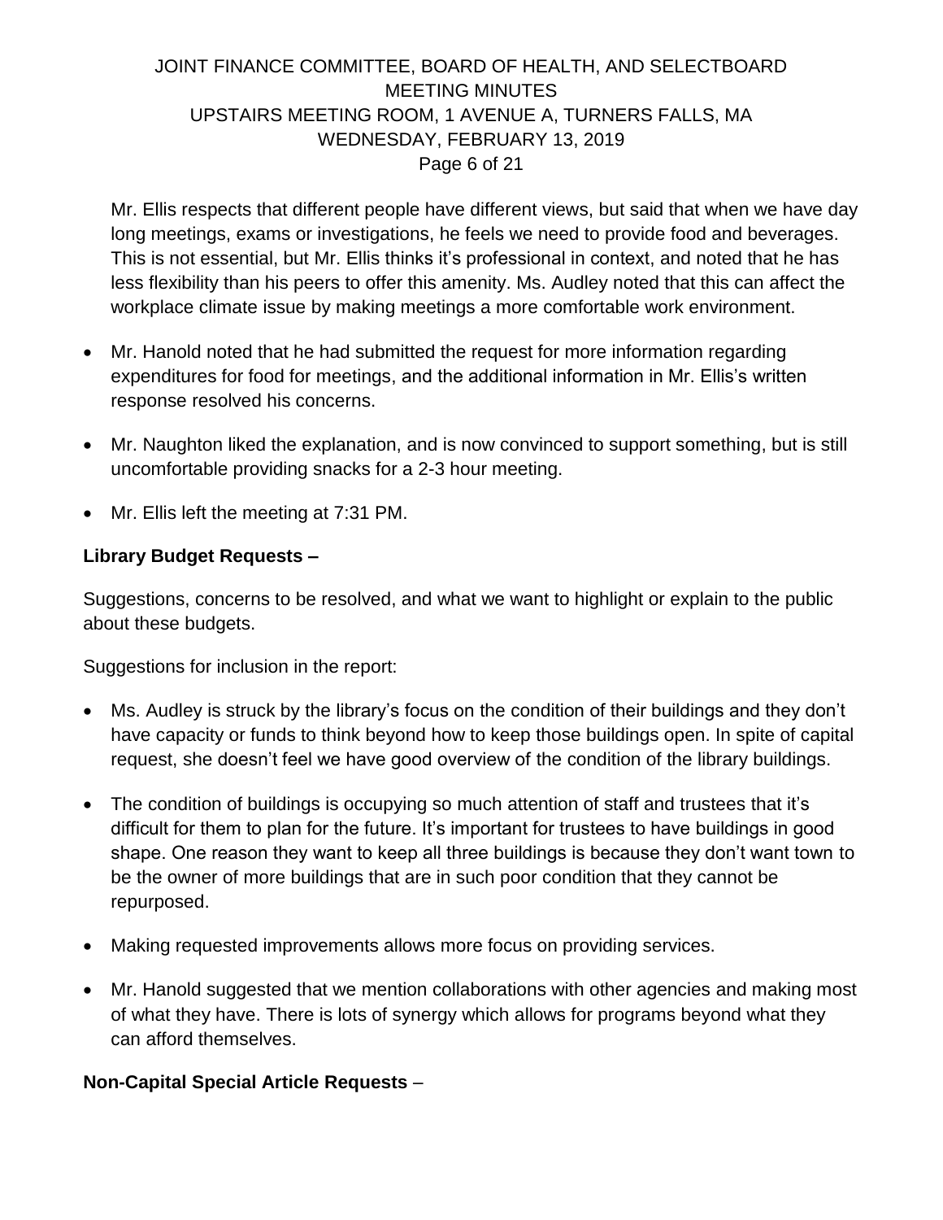Mr. Ellis respects that different people have different views, but said that when we have day long meetings, exams or investigations, he feels we need to provide food and beverages. This is not essential, but Mr. Ellis thinks it's professional in context, and noted that he has less flexibility than his peers to offer this amenity. Ms. Audley noted that this can affect the workplace climate issue by making meetings a more comfortable work environment.

- Mr. Hanold noted that he had submitted the request for more information regarding expenditures for food for meetings, and the additional information in Mr. Ellis's written response resolved his concerns.
- Mr. Naughton liked the explanation, and is now convinced to support something, but is still uncomfortable providing snacks for a 2-3 hour meeting.
- Mr. Ellis left the meeting at 7:31 PM.

**Library Budget Requests –**

Suggestions, concerns to be resolved, and what we want to highlight or explain to the public about these budgets.

Suggestions for inclusion in the report:

- Ms. Audley is struck by the library's focus on the condition of their buildings and they don't have capacity or funds to think beyond how to keep those buildings open. In spite of capital request, she doesn't feel we have good overview of the condition of the library buildings.
- The condition of buildings is occupying so much attention of staff and trustees that it's difficult for them to plan for the future. It's important for trustees to have buildings in good shape. One reason they want to keep all three buildings is because they don't want town to be the owner of more buildings that are in such poor condition that they cannot be repurposed.
- Making requested improvements allows more focus on providing services.
- Mr. Hanold suggested that we mention collaborations with other agencies and making most of what they have. There is lots of synergy which allows for programs beyond what they can afford themselves.

**Non-Capital Special Article Requests** –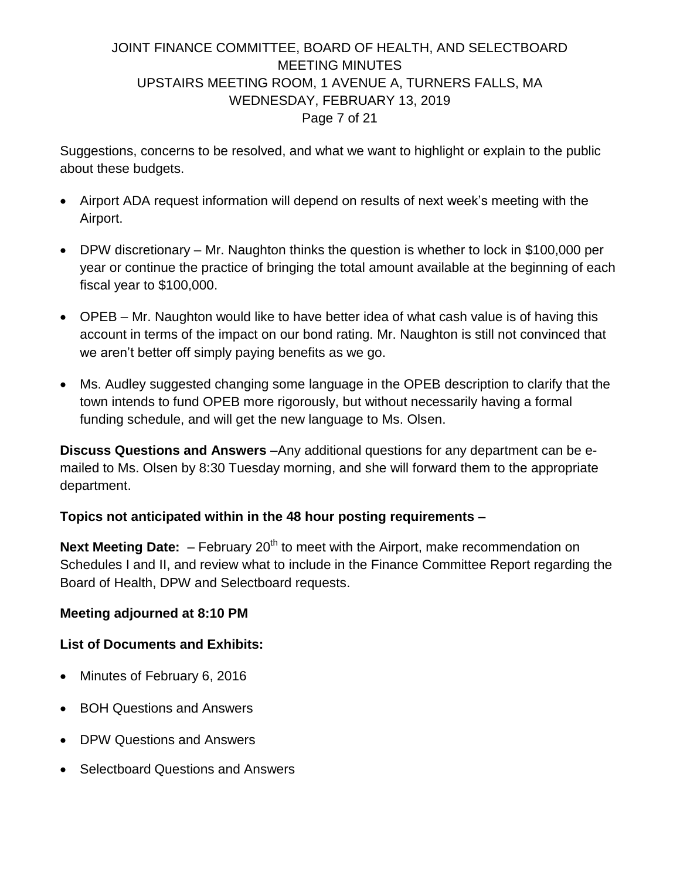Suggestions, concerns to be resolved, and what we want to highlight or explain to the public about these budgets.

- Airport ADA request information will depend on results of next week's meeting with the Airport.
- DPW discretionary – Mr. Naughton thinks the question is whether to lock in $100,000 per year or continue the practice of bringing the total amount available at the beginning of each fiscal year to $100,000.
- OPEB – Mr. Naughton would like to have better idea of what cash value is of having this account in terms of the impact on our bond rating. Mr. Naughton is still not convinced that we aren't better off simply paying benefits as we go.
- Ms. Audley suggested changing some language in the OPEB description to clarify that the town intends to fund OPEB more rigorously, but without necessarily having a formal funding schedule, and will get the new language to Ms. Olsen.

**Discuss Questions and Answers** –Any additional questions for any department can be e-mailed to Ms. Olsen by 8:30 Tuesday morning, and she will forward them to the appropriate department.

**Topics not anticipated within in the 48 hour posting requirements –**

**Next Meeting Date:** – February 20th to meet with the Airport, make recommendation on Schedules I and II, and review what to include in the Finance Committee Report regarding the Board of Health, DPW and Selectboard requests.

**Meeting adjourned at 8:10 PM**

**List of Documents and Exhibits:**

- Minutes of February 6, 2016
- BOH Questions and Answers
- DPW Questions and Answers
- Selectboard Questions and Answers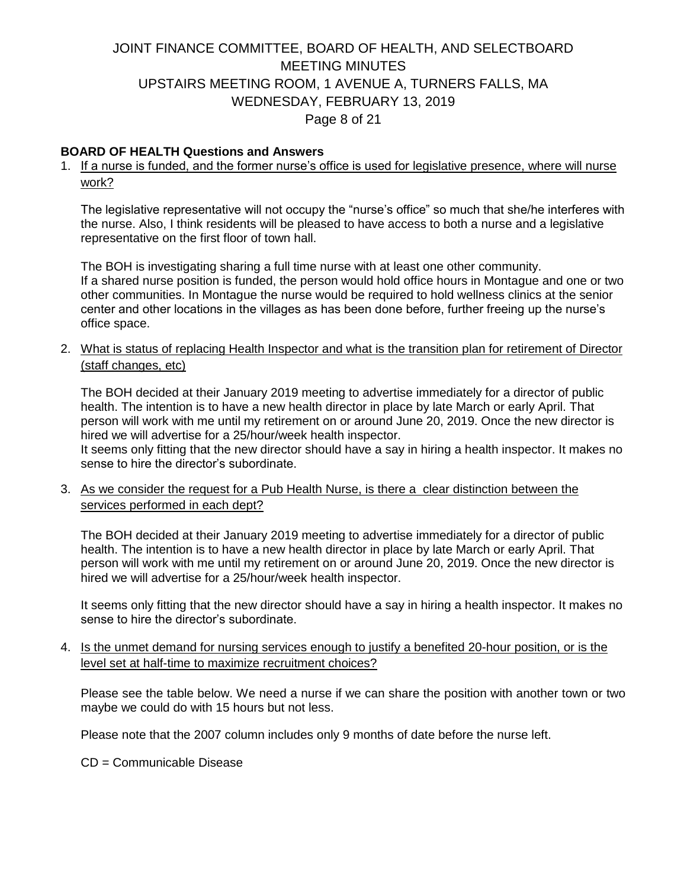**BOARD OF HEALTH Questions and Answers**

1. If a nurse is funded, and the former nurse's office is used for legislative presence, where will nurse work?

   The legislative representative will not occupy the "nurse's office" so much that she/he interferes with the nurse. Also, I think residents will be pleased to have access to both a nurse and a legislative representative on the first floor of town hall.

   The BOH is investigating sharing a full time nurse with at least one other community. If a shared nurse position is funded, the person would hold office hours in Montague and one or two other communities. In Montague the nurse would be required to hold wellness clinics at the senior center and other locations in the villages as has been done before, further freeing up the nurse's office space.

2. What is status of replacing Health Inspector and what is the transition plan for retirement of Director (staff changes, etc)

   The BOH decided at their January 2019 meeting to advertise immediately for a director of public health. The intention is to have a new health director in place by late March or early April. That person will work with me until my retirement on or around June 20, 2019. Once the new director is hired we will advertise for a 25/hour/week health inspector.
   It seems only fitting that the new director should have a say in hiring a health inspector. It makes no sense to hire the director's subordinate.

3. As we consider the request for a Pub Health Nurse, is there a clear distinction between the services performed in each dept?

   The BOH decided at their January 2019 meeting to advertise immediately for a director of public health. The intention is to have a new health director in place by late March or early April. That person will work with me until my retirement on or around June 20, 2019. Once the new director is hired we will advertise for a 25/hour/week health inspector.

   It seems only fitting that the new director should have a say in hiring a health inspector. It makes no sense to hire the director's subordinate.

4. Is the unmet demand for nursing services enough to justify a benefited 20-hour position, or is the level set at half-time to maximize recruitment choices?

   Please see the table below. We need a nurse if we can share the position with another town or two maybe we could do with 15 hours but not less.

   Please note that the 2007 column includes only 9 months of date before the nurse left.

   CD = Communicable Disease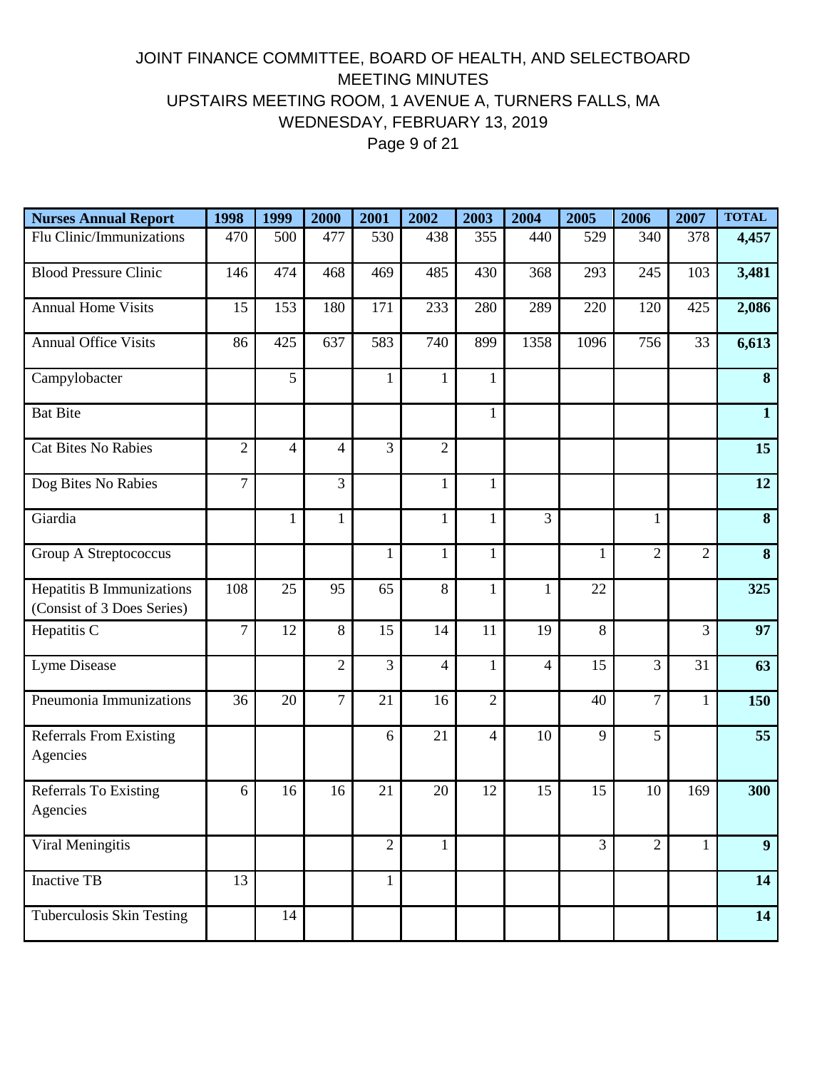| Nurses Annual Report | 1998 | 1999 | 2000 | 2001 | 2002 | 2003 | 2004 | 2005 | 2006 | 2007 | TOTAL |
|---|---|---|---|---|---|---|---|---|---|---|---|
| Flu Clinic/Immunizations | 470 | 500 | 477 | 530 | 438 | 355 | 440 | 529 | 340 | 378 | **4,457** |
| Blood Pressure Clinic | 146 | 474 | 468 | 469 | 485 | 430 | 368 | 293 | 245 | 103 | **3,481** |
| Annual Home Visits | 15 | 153 | 180 | 171 | 233 | 280 | 289 | 220 | 120 | 425 | **2,086** |
| Annual Office Visits | 86 | 425 | 637 | 583 | 740 | 899 | 1358 | 1096 | 756 | 33 | **6,613** |
| Campylobacter | | 5 | | 1 | 1 | 1 | | | | | **8** |
| Bat Bite | | | | | | 1 | | | | | **1** |
| Cat Bites No Rabies | 2 | 4 | 4 | 3 | 2 | | | | | | **15** |
| Dog Bites No Rabies | 7 | | 3 | | 1 | 1 | | | | | **12** |
| Giardia | | 1 | 1 | | 1 | 1 | 3 | | 1 | | **8** |
| Group A Streptococcus | | | | 1 | 1 | 1 | | 1 | 2 | 2 | **8** |
| Hepatitis B Immunizations (Consist of 3 Does Series) | 108 | 25 | 95 | 65 | 8 | 1 | 1 | 22 | | | **325** |
| Hepatitis C | 7 | 12 | 8 | 15 | 14 | 11 | 19 | 8 | | 3 | **97** |
| Lyme Disease | | | 2 | 3 | 4 | 1 | 4 | 15 | 3 | 31 | **63** |
| Pneumonia Immunizations | 36 | 20 | 7 | 21 | 16 | 2 | | 40 | 7 | 1 | **150** |
| Referrals From Existing Agencies | | | | 6 | 21 | 4 | 10 | 9 | 5 | | **55** |
| Referrals To Existing Agencies | 6 | 16 | 16 | 21 | 20 | 12 | 15 | 15 | 10 | 169 | **300** |
| Viral Meningitis | | | | 2 | 1 | | | 3 | 2 | 1 | **9** |
| Inactive TB | 13 | | | 1 | | | | | | | **14** |
| Tuberculosis Skin Testing | | 14 | | | | | | | | | **14** |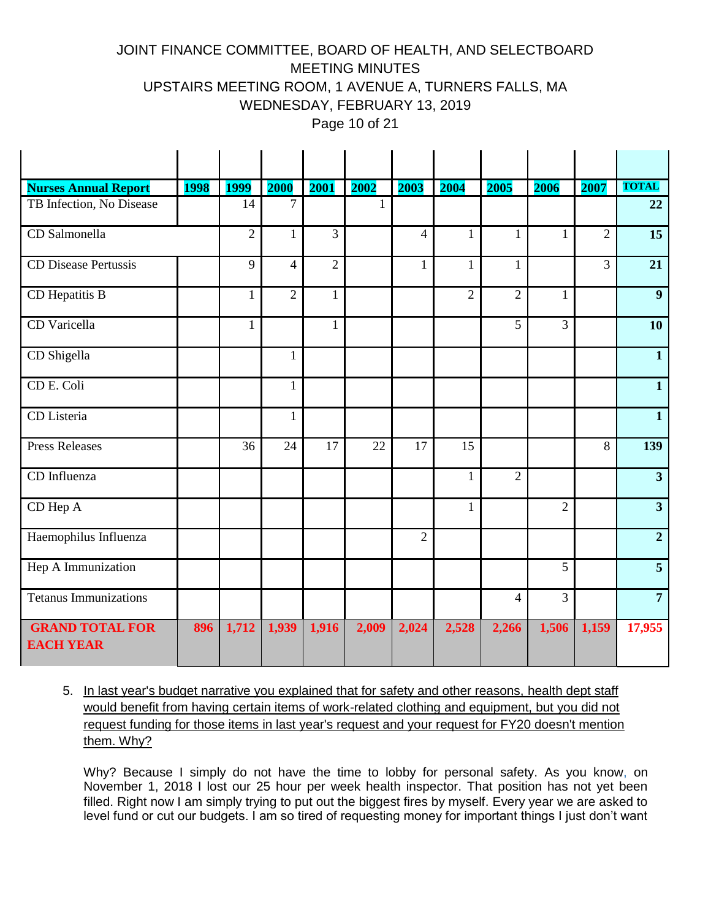| Nurses Annual Report | 1998 | 1999 | 2000 | 2001 | 2002 | 2003 | 2004 | 2005 | 2006 | 2007 | TOTAL |
|---|---|---|---|---|---|---|---|---|---|---|---|
| TB Infection, No Disease | | 14 | 7 | | 1 | | | | | | **22** |
| CD Salmonella | | 2 | 1 | 3 | | 4 | 1 | 1 | 1 | 2 | **15** |
| CD Disease Pertussis | | 9 | 4 | 2 | | 1 | 1 | 1 | | 3 | **21** |
| CD Hepatitis B | | 1 | 2 | 1 | | | 2 | 2 | 1 | | **9** |
| CD Varicella | | 1 | | 1 | | | | 5 | 3 | | **10** |
| CD Shigella | | | 1 | | | | | | | | **1** |
| CD E. Coli | | | 1 | | | | | | | | **1** |
| CD Listeria | | | 1 | | | | | | | | **1** |
| Press Releases | | 36 | 24 | 17 | 22 | 17 | 15 | | | 8 | **139** |
| CD Influenza | | | | | | | 1 | 2 | | | **3** |
| CD Hep A | | | | | | | 1 | | 2 | | **3** |
| Haemophilus Influenza | | | | | | 2 | | | | | **2** |
| Hep A Immunization | | | | | | | | | 5 | | **5** |
| Tetanus Immunizations | | | | | | | | 4 | 3 | | **7** |
| **GRAND TOTAL FOR EACH YEAR** | **896** | **1,712** | **1,939** | **1,916** | **2,009** | **2,024** | **2,528** | **2,266** | **1,506** | **1,159** | **17,955** |

5. In last year's budget narrative you explained that for safety and other reasons, health dept staff would benefit from having certain items of work-related clothing and equipment, but you did not request funding for those items in last year's request and your request for FY20 doesn't mention them. Why?

   Why? Because I simply do not have the time to lobby for personal safety. As you know, on November 1, 2018 I lost our 25 hour per week health inspector. That position has not yet been filled. Right now I am simply trying to put out the biggest fires by myself. Every year we are asked to level fund or cut our budgets. I am so tired of requesting money for important things I just don't want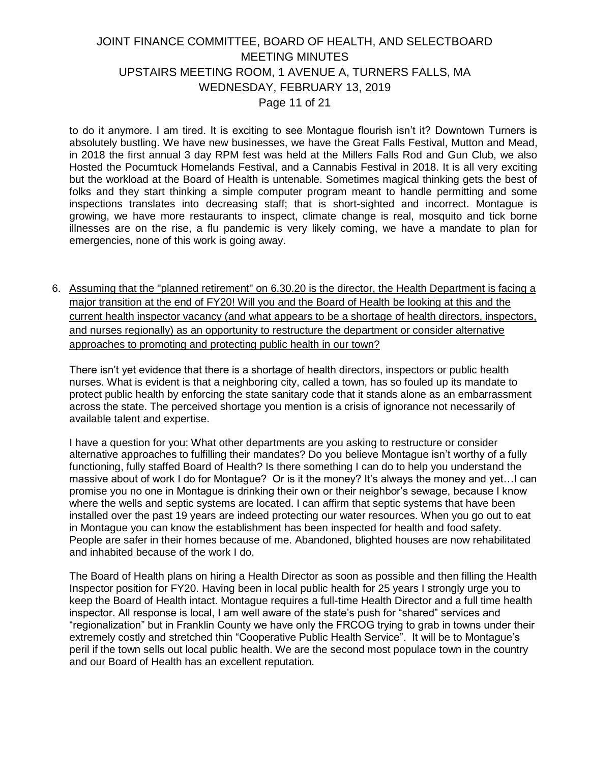to do it anymore. I am tired. It is exciting to see Montague flourish isn't it? Downtown Turners is absolutely bustling. We have new businesses, we have the Great Falls Festival, Mutton and Mead, in 2018 the first annual 3 day RPM fest was held at the Millers Falls Rod and Gun Club, we also Hosted the Pocumtuck Homelands Festival, and a Cannabis Festival in 2018. It is all very exciting but the workload at the Board of Health is untenable. Sometimes magical thinking gets the best of folks and they start thinking a simple computer program meant to handle permitting and some inspections translates into decreasing staff; that is short-sighted and incorrect. Montague is growing, we have more restaurants to inspect, climate change is real, mosquito and tick borne illnesses are on the rise, a flu pandemic is very likely coming, we have a mandate to plan for emergencies, none of this work is going away.

6. <u>Assuming that the "planned retirement" on 6.30.20 is the director, the Health Department is facing a major transition at the end of FY20! Will you and the Board of Health be looking at this and the current health inspector vacancy (and what appears to be a shortage of health directors, inspectors, and nurses regionally) as an opportunity to restructure the department or consider alternative approaches to promoting and protecting public health in our town?</u>

   There isn't yet evidence that there is a shortage of health directors, inspectors or public health nurses. What is evident is that a neighboring city, called a town, has so fouled up its mandate to protect public health by enforcing the state sanitary code that it stands alone as an embarrassment across the state. The perceived shortage you mention is a crisis of ignorance not necessarily of available talent and expertise.

   I have a question for you: What other departments are you asking to restructure or consider alternative approaches to fulfilling their mandates? Do you believe Montague isn't worthy of a fully functioning, fully staffed Board of Health? Is there something I can do to help you understand the massive about of work I do for Montague? Or is it the money? It's always the money and yet…I can promise you no one in Montague is drinking their own or their neighbor's sewage, because I know where the wells and septic systems are located. I can affirm that septic systems that have been installed over the past 19 years are indeed protecting our water resources. When you go out to eat in Montague you can know the establishment has been inspected for health and food safety. People are safer in their homes because of me. Abandoned, blighted houses are now rehabilitated and inhabited because of the work I do.

   The Board of Health plans on hiring a Health Director as soon as possible and then filling the Health Inspector position for FY20. Having been in local public health for 25 years I strongly urge you to keep the Board of Health intact. Montague requires a full-time Health Director and a full time health inspector. All response is local, I am well aware of the state's push for "shared" services and "regionalization" but in Franklin County we have only the FRCOG trying to grab in towns under their extremely costly and stretched thin "Cooperative Public Health Service". It will be to Montague's peril if the town sells out local public health. We are the second most populace town in the country and our Board of Health has an excellent reputation.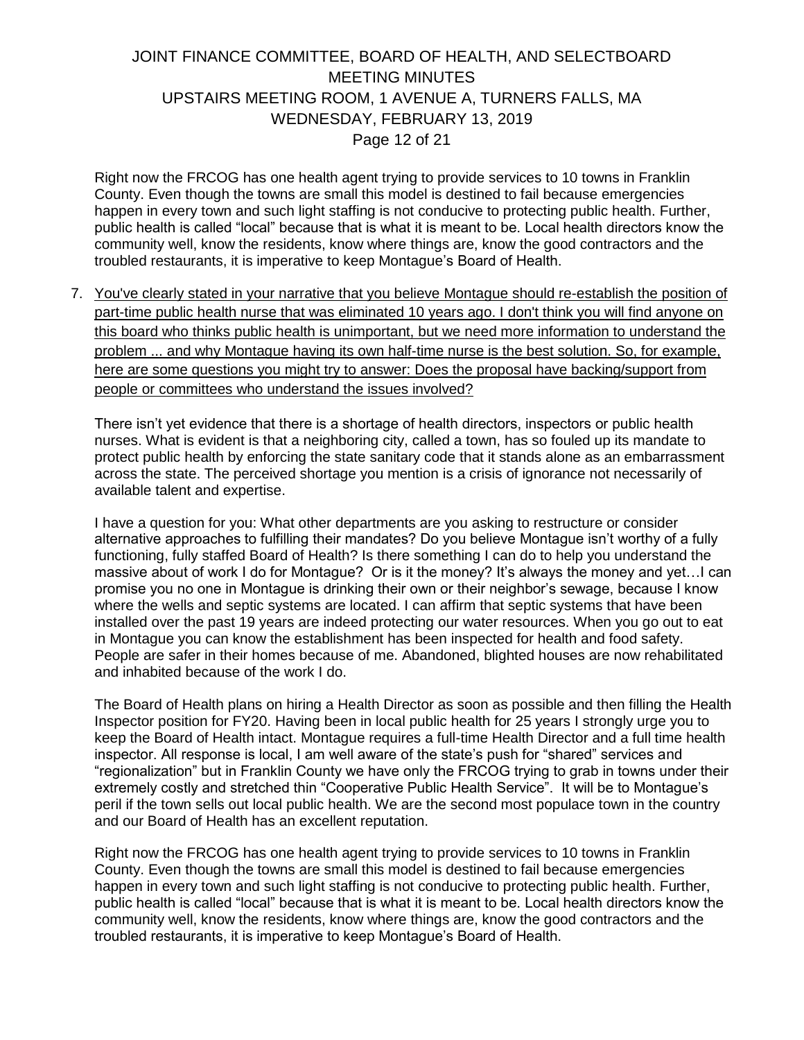Right now the FRCOG has one health agent trying to provide services to 10 towns in Franklin County. Even though the towns are small this model is destined to fail because emergencies happen in every town and such light staffing is not conducive to protecting public health. Further, public health is called "local" because that is what it is meant to be. Local health directors know the community well, know the residents, know where things are, know the good contractors and the troubled restaurants, it is imperative to keep Montague's Board of Health.

7. <u>You've clearly stated in your narrative that you believe Montague should re-establish the position of part-time public health nurse that was eliminated 10 years ago. I don't think you will find anyone on this board who thinks public health is unimportant, but we need more information to understand the problem ... and why Montague having its own half-time nurse is the best solution. So, for example, here are some questions you might try to answer: Does the proposal have backing/support from people or committees who understand the issues involved?</u>

   There isn't yet evidence that there is a shortage of health directors, inspectors or public health nurses. What is evident is that a neighboring city, called a town, has so fouled up its mandate to protect public health by enforcing the state sanitary code that it stands alone as an embarrassment across the state. The perceived shortage you mention is a crisis of ignorance not necessarily of available talent and expertise.

   I have a question for you: What other departments are you asking to restructure or consider alternative approaches to fulfilling their mandates? Do you believe Montague isn't worthy of a fully functioning, fully staffed Board of Health? Is there something I can do to help you understand the massive about of work I do for Montague? Or is it the money? It's always the money and yet…I can promise you no one in Montague is drinking their own or their neighbor's sewage, because I know where the wells and septic systems are located. I can affirm that septic systems that have been installed over the past 19 years are indeed protecting our water resources. When you go out to eat in Montague you can know the establishment has been inspected for health and food safety. People are safer in their homes because of me. Abandoned, blighted houses are now rehabilitated and inhabited because of the work I do.

   The Board of Health plans on hiring a Health Director as soon as possible and then filling the Health Inspector position for FY20. Having been in local public health for 25 years I strongly urge you to keep the Board of Health intact. Montague requires a full-time Health Director and a full time health inspector. All response is local, I am well aware of the state's push for "shared" services and "regionalization" but in Franklin County we have only the FRCOG trying to grab in towns under their extremely costly and stretched thin "Cooperative Public Health Service". It will be to Montague's peril if the town sells out local public health. We are the second most populace town in the country and our Board of Health has an excellent reputation.

   Right now the FRCOG has one health agent trying to provide services to 10 towns in Franklin County. Even though the towns are small this model is destined to fail because emergencies happen in every town and such light staffing is not conducive to protecting public health. Further, public health is called "local" because that is what it is meant to be. Local health directors know the community well, know the residents, know where things are, know the good contractors and the troubled restaurants, it is imperative to keep Montague's Board of Health.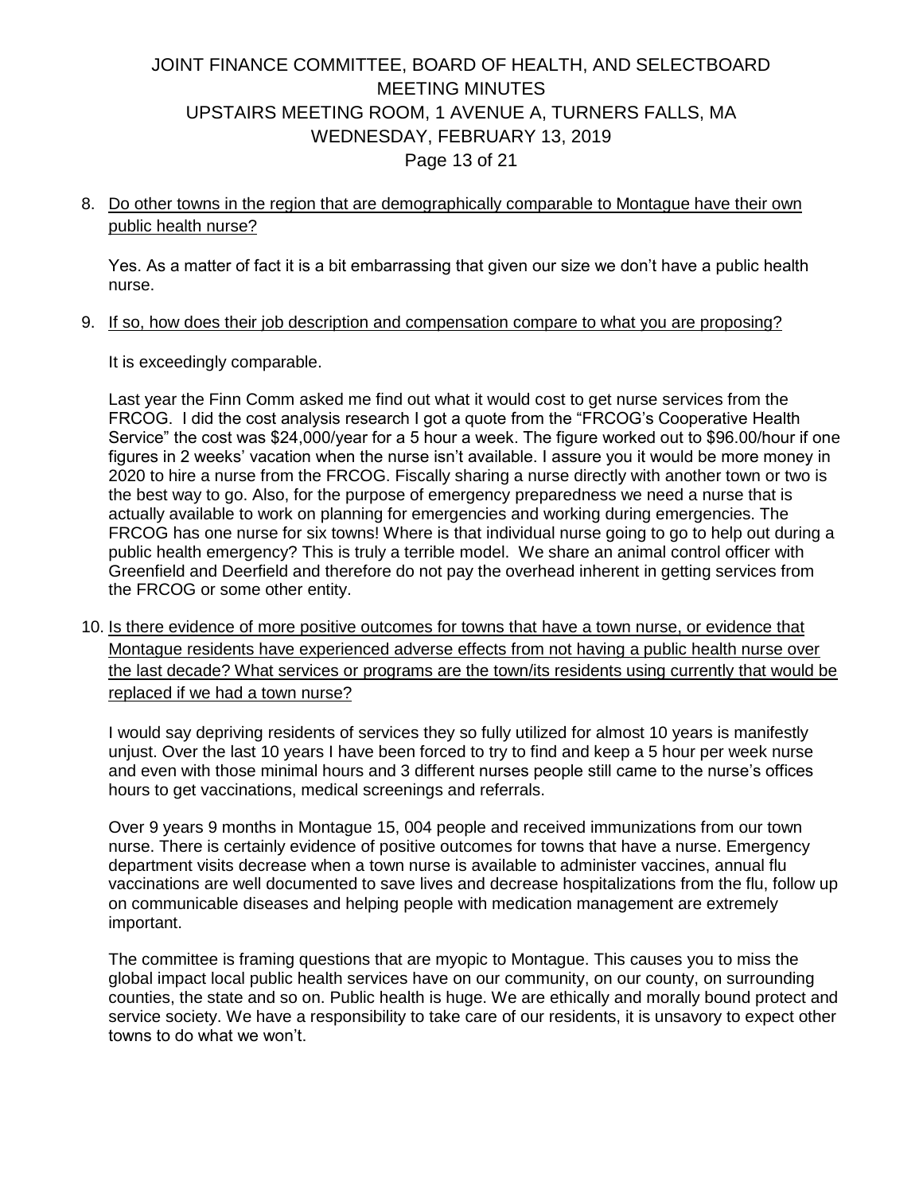8. Do other towns in the region that are demographically comparable to Montague have their own public health nurse?

   Yes. As a matter of fact it is a bit embarrassing that given our size we don't have a public health nurse.

9. If so, how does their job description and compensation compare to what you are proposing?

   It is exceedingly comparable.

   Last year the Finn Comm asked me find out what it would cost to get nurse services from the FRCOG. I did the cost analysis research I got a quote from the "FRCOG's Cooperative Health Service" the cost was $24,000/year for a 5 hour a week. The figure worked out to $96.00/hour if one figures in 2 weeks' vacation when the nurse isn't available. I assure you it would be more money in 2020 to hire a nurse from the FRCOG. Fiscally sharing a nurse directly with another town or two is the best way to go. Also, for the purpose of emergency preparedness we need a nurse that is actually available to work on planning for emergencies and working during emergencies. The FRCOG has one nurse for six towns! Where is that individual nurse going to go to help out during a public health emergency? This is truly a terrible model. We share an animal control officer with Greenfield and Deerfield and therefore do not pay the overhead inherent in getting services from the FRCOG or some other entity.

10. Is there evidence of more positive outcomes for towns that have a town nurse, or evidence that Montague residents have experienced adverse effects from not having a public health nurse over the last decade? What services or programs are the town/its residents using currently that would be replaced if we had a town nurse?

    I would say depriving residents of services they so fully utilized for almost 10 years is manifestly unjust. Over the last 10 years I have been forced to try to find and keep a 5 hour per week nurse and even with those minimal hours and 3 different nurses people still came to the nurse's offices hours to get vaccinations, medical screenings and referrals.

    Over 9 years 9 months in Montague 15, 004 people and received immunizations from our town nurse. There is certainly evidence of positive outcomes for towns that have a nurse. Emergency department visits decrease when a town nurse is available to administer vaccines, annual flu vaccinations are well documented to save lives and decrease hospitalizations from the flu, follow up on communicable diseases and helping people with medication management are extremely important.

    The committee is framing questions that are myopic to Montague. This causes you to miss the global impact local public health services have on our community, on our county, on surrounding counties, the state and so on. Public health is huge. We are ethically and morally bound protect and service society. We have a responsibility to take care of our residents, it is unsavory to expect other towns to do what we won't.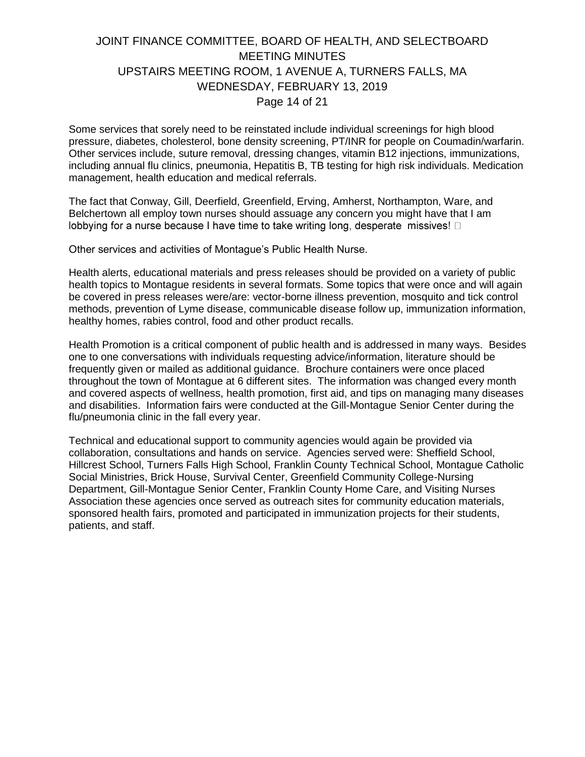Some services that sorely need to be reinstated include individual screenings for high blood pressure, diabetes, cholesterol, bone density screening, PT/INR for people on Coumadin/warfarin. Other services include, suture removal, dressing changes, vitamin B12 injections, immunizations, including annual flu clinics, pneumonia, Hepatitis B, TB testing for high risk individuals. Medication management, health education and medical referrals.

The fact that Conway, Gill, Deerfield, Greenfield, Erving, Amherst, Northampton, Ware, and Belchertown all employ town nurses should assuage any concern you might have that I am lobbying for a nurse because I have time to take writing long, desperate missives! 

Other services and activities of Montague's Public Health Nurse.

Health alerts, educational materials and press releases should be provided on a variety of public health topics to Montague residents in several formats. Some topics that were once and will again be covered in press releases were/are: vector-borne illness prevention, mosquito and tick control methods, prevention of Lyme disease, communicable disease follow up, immunization information, healthy homes, rabies control, food and other product recalls.

Health Promotion is a critical component of public health and is addressed in many ways. Besides one to one conversations with individuals requesting advice/information, literature should be frequently given or mailed as additional guidance. Brochure containers were once placed throughout the town of Montague at 6 different sites. The information was changed every month and covered aspects of wellness, health promotion, first aid, and tips on managing many diseases and disabilities. Information fairs were conducted at the Gill-Montague Senior Center during the flu/pneumonia clinic in the fall every year.

Technical and educational support to community agencies would again be provided via collaboration, consultations and hands on service. Agencies served were: Sheffield School, Hillcrest School, Turners Falls High School, Franklin County Technical School, Montague Catholic Social Ministries, Brick House, Survival Center, Greenfield Community College-Nursing Department, Gill-Montague Senior Center, Franklin County Home Care, and Visiting Nurses Association these agencies once served as outreach sites for community education materials, sponsored health fairs, promoted and participated in immunization projects for their students, patients, and staff.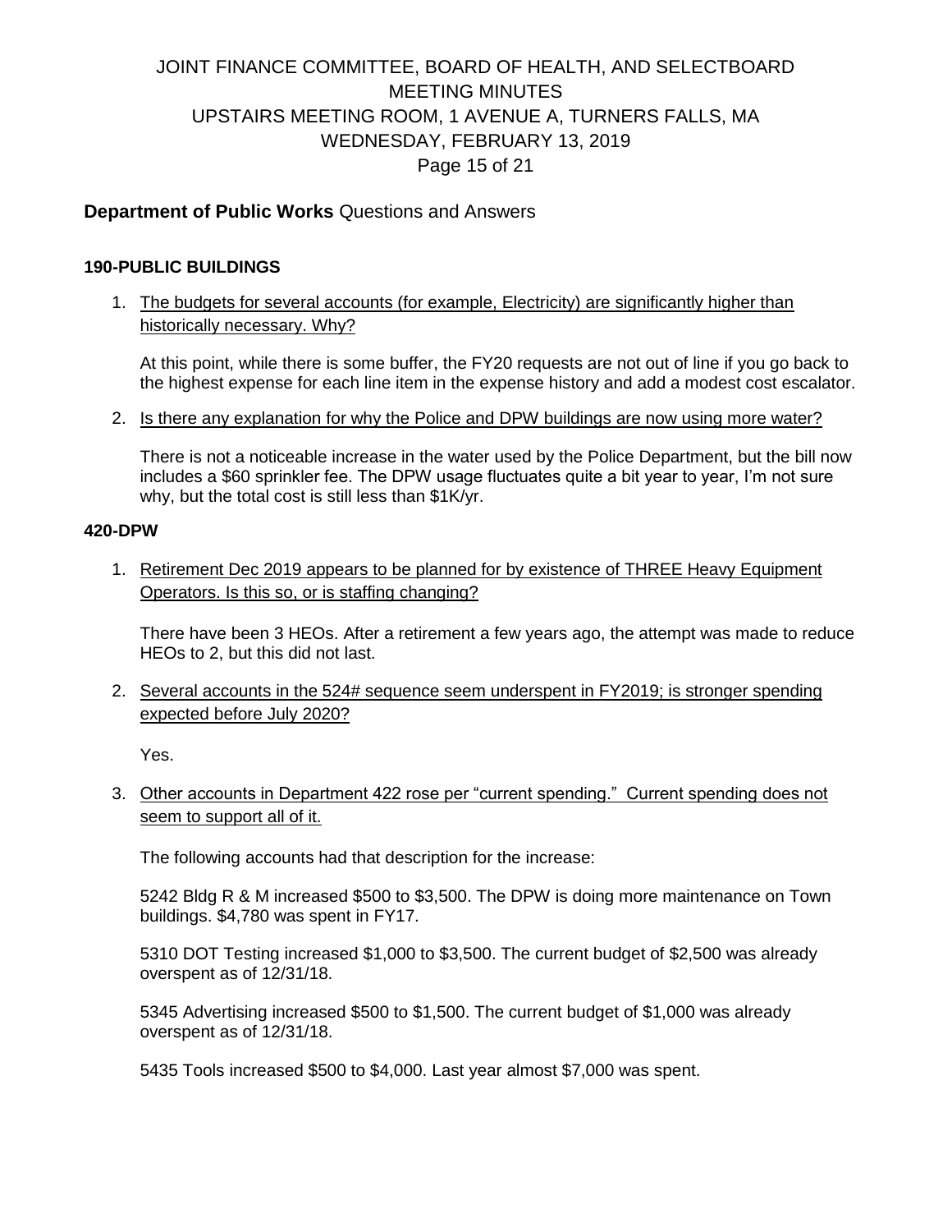## **Department of Public Works** Questions and Answers

### 190-PUBLIC BUILDINGS

1. The budgets for several accounts (for example, Electricity) are significantly higher than historically necessary. Why?

   At this point, while there is some buffer, the FY20 requests are not out of line if you go back to the highest expense for each line item in the expense history and add a modest cost escalator.

2. Is there any explanation for why the Police and DPW buildings are now using more water?

   There is not a noticeable increase in the water used by the Police Department, but the bill now includes a $60 sprinkler fee. The DPW usage fluctuates quite a bit year to year, I'm not sure why, but the total cost is still less than $1K/yr.

### 420-DPW

1. Retirement Dec 2019 appears to be planned for by existence of THREE Heavy Equipment Operators. Is this so, or is staffing changing?

   There have been 3 HEOs. After a retirement a few years ago, the attempt was made to reduce HEOs to 2, but this did not last.

2. Several accounts in the 524# sequence seem underspent in FY2019; is stronger spending expected before July 2020?

   Yes.

3. Other accounts in Department 422 rose per "current spending." Current spending does not seem to support all of it.

   The following accounts had that description for the increase:

   5242 Bldg R & M increased $500 to $3,500. The DPW is doing more maintenance on Town buildings. $4,780 was spent in FY17.

   5310 DOT Testing increased $1,000 to $3,500. The current budget of $2,500 was already overspent as of 12/31/18.

   5345 Advertising increased $500 to $1,500. The current budget of $1,000 was already overspent as of 12/31/18.

   5435 Tools increased $500 to $4,000. Last year almost $7,000 was spent.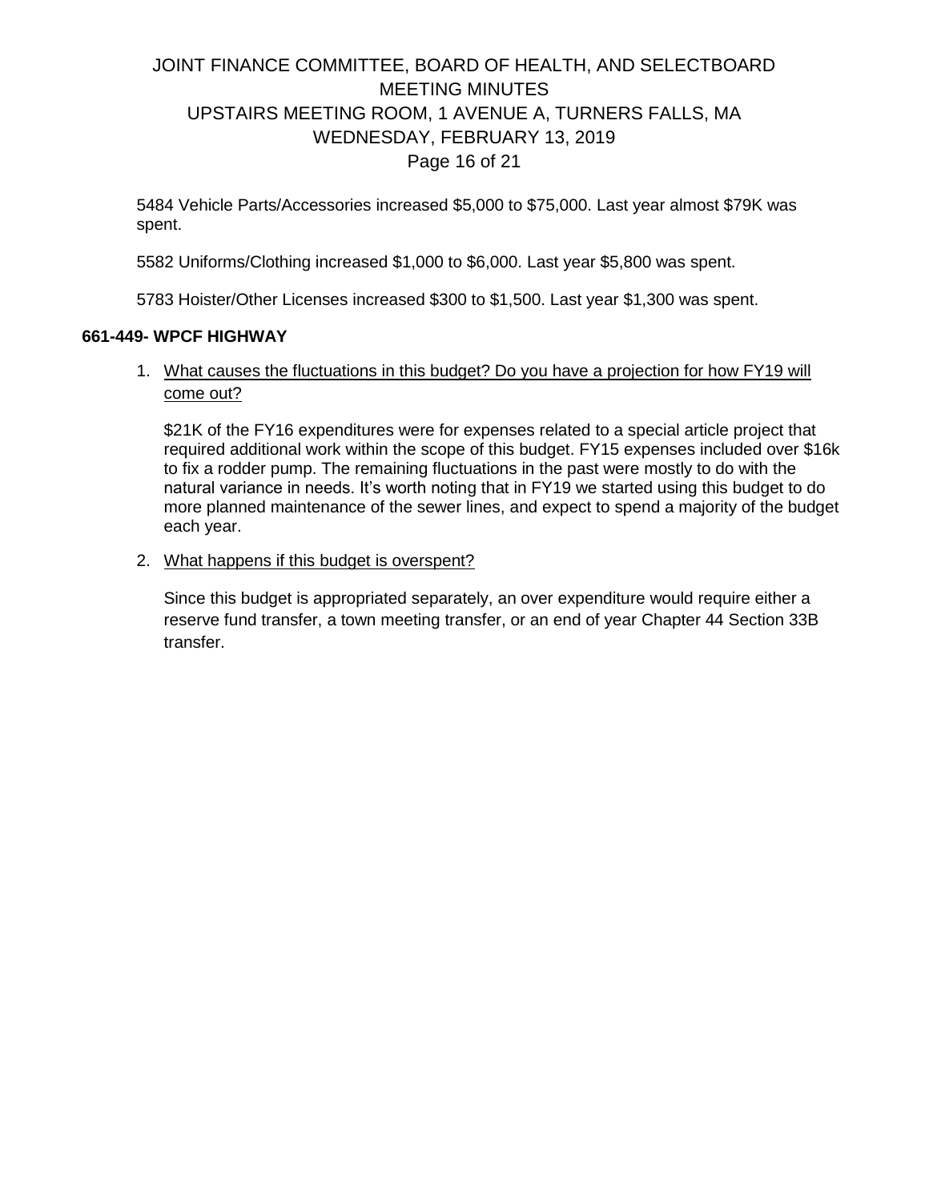5484 Vehicle Parts/Accessories increased $5,000 to $75,000. Last year almost $79K was spent.

5582 Uniforms/Clothing increased $1,000 to $6,000. Last year $5,800 was spent.

5783 Hoister/Other Licenses increased $300 to $1,500. Last year $1,300 was spent.

**661-449- WPCF HIGHWAY**

1. What causes the fluctuations in this budget? Do you have a projection for how FY19 will come out?

   $21K of the FY16 expenditures were for expenses related to a special article project that required additional work within the scope of this budget. FY15 expenses included over $16k to fix a rodder pump. The remaining fluctuations in the past were mostly to do with the natural variance in needs. It's worth noting that in FY19 we started using this budget to do more planned maintenance of the sewer lines, and expect to spend a majority of the budget each year.

2. What happens if this budget is overspent?

   Since this budget is appropriated separately, an over expenditure would require either a reserve fund transfer, a town meeting transfer, or an end of year Chapter 44 Section 33B transfer.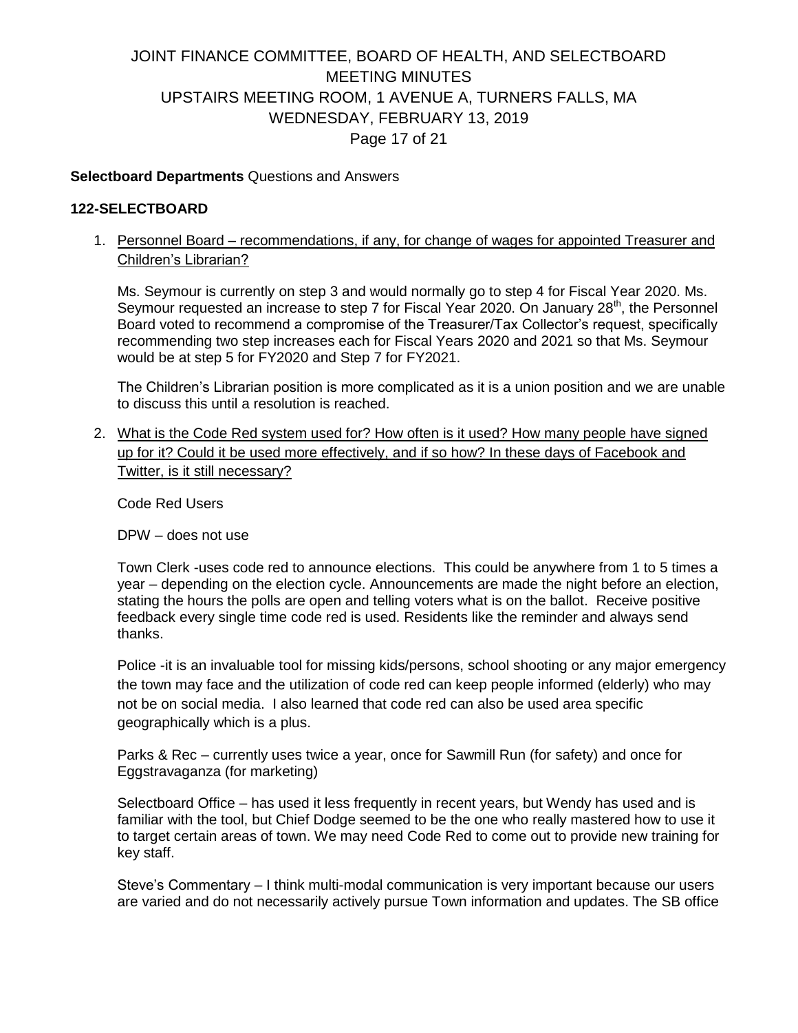**Selectboard Departments** Questions and Answers

**122-SELECTBOARD**

1. Personnel Board – recommendations, if any, for change of wages for appointed Treasurer and Children's Librarian?

   Ms. Seymour is currently on step 3 and would normally go to step 4 for Fiscal Year 2020. Ms. Seymour requested an increase to step 7 for Fiscal Year 2020. On January 28th, the Personnel Board voted to recommend a compromise of the Treasurer/Tax Collector's request, specifically recommending two step increases each for Fiscal Years 2020 and 2021 so that Ms. Seymour would be at step 5 for FY2020 and Step 7 for FY2021.

   The Children's Librarian position is more complicated as it is a union position and we are unable to discuss this until a resolution is reached.

2. What is the Code Red system used for? How often is it used? How many people have signed up for it? Could it be used more effectively, and if so how? In these days of Facebook and Twitter, is it still necessary?

   Code Red Users

   DPW – does not use

   Town Clerk -uses code red to announce elections. This could be anywhere from 1 to 5 times a year – depending on the election cycle. Announcements are made the night before an election, stating the hours the polls are open and telling voters what is on the ballot. Receive positive feedback every single time code red is used. Residents like the reminder and always send thanks.

   Police -it is an invaluable tool for missing kids/persons, school shooting or any major emergency the town may face and the utilization of code red can keep people informed (elderly) who may not be on social media. I also learned that code red can also be used area specific geographically which is a plus.

   Parks & Rec – currently uses twice a year, once for Sawmill Run (for safety) and once for Eggstravaganza (for marketing)

   Selectboard Office – has used it less frequently in recent years, but Wendy has used and is familiar with the tool, but Chief Dodge seemed to be the one who really mastered how to use it to target certain areas of town. We may need Code Red to come out to provide new training for key staff.

   Steve's Commentary – I think multi-modal communication is very important because our users are varied and do not necessarily actively pursue Town information and updates. The SB office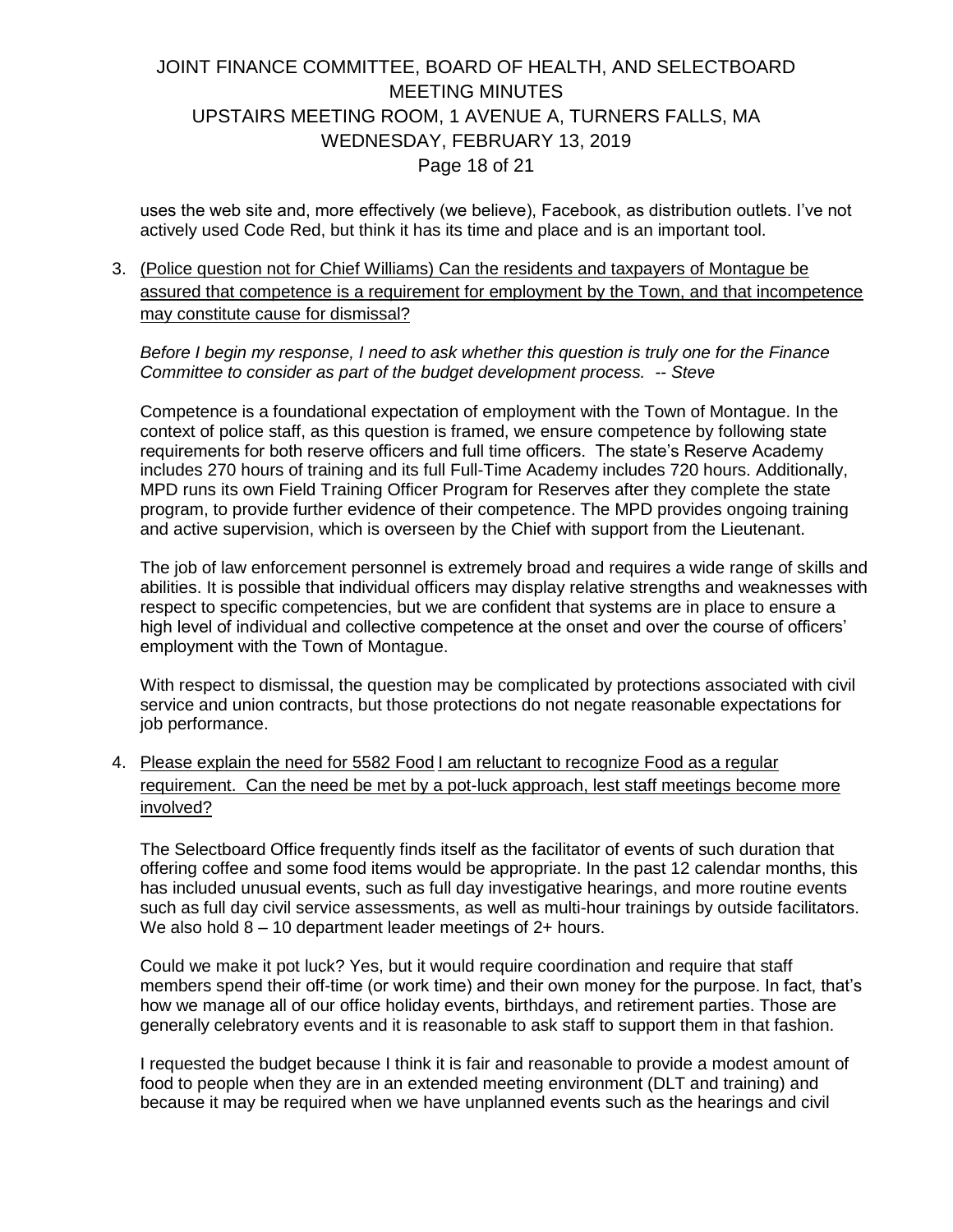uses the web site and, more effectively (we believe), Facebook, as distribution outlets. I've not actively used Code Red, but think it has its time and place and is an important tool.

3. <u>(Police question not for Chief Williams) Can the residents and taxpayers of Montague be assured that competence is a requirement for employment by the Town, and that incompetence may constitute cause for dismissal?</u>

   *Before I begin my response, I need to ask whether this question is truly one for the Finance Committee to consider as part of the budget development process. -- Steve*

   Competence is a foundational expectation of employment with the Town of Montague. In the context of police staff, as this question is framed, we ensure competence by following state requirements for both reserve officers and full time officers. The state's Reserve Academy includes 270 hours of training and its full Full-Time Academy includes 720 hours. Additionally, MPD runs its own Field Training Officer Program for Reserves after they complete the state program, to provide further evidence of their competence. The MPD provides ongoing training and active supervision, which is overseen by the Chief with support from the Lieutenant.

   The job of law enforcement personnel is extremely broad and requires a wide range of skills and abilities. It is possible that individual officers may display relative strengths and weaknesses with respect to specific competencies, but we are confident that systems are in place to ensure a high level of individual and collective competence at the onset and over the course of officers' employment with the Town of Montague.

   With respect to dismissal, the question may be complicated by protections associated with civil service and union contracts, but those protections do not negate reasonable expectations for job performance.

4. <u>Please explain the need for 5582 Food I am reluctant to recognize Food as a regular requirement. Can the need be met by a pot-luck approach, lest staff meetings become more involved?</u>

   The Selectboard Office frequently finds itself as the facilitator of events of such duration that offering coffee and some food items would be appropriate. In the past 12 calendar months, this has included unusual events, such as full day investigative hearings, and more routine events such as full day civil service assessments, as well as multi-hour trainings by outside facilitators. We also hold 8 – 10 department leader meetings of 2+ hours.

   Could we make it pot luck? Yes, but it would require coordination and require that staff members spend their off-time (or work time) and their own money for the purpose. In fact, that's how we manage all of our office holiday events, birthdays, and retirement parties. Those are generally celebratory events and it is reasonable to ask staff to support them in that fashion.

   I requested the budget because I think it is fair and reasonable to provide a modest amount of food to people when they are in an extended meeting environment (DLT and training) and because it may be required when we have unplanned events such as the hearings and civil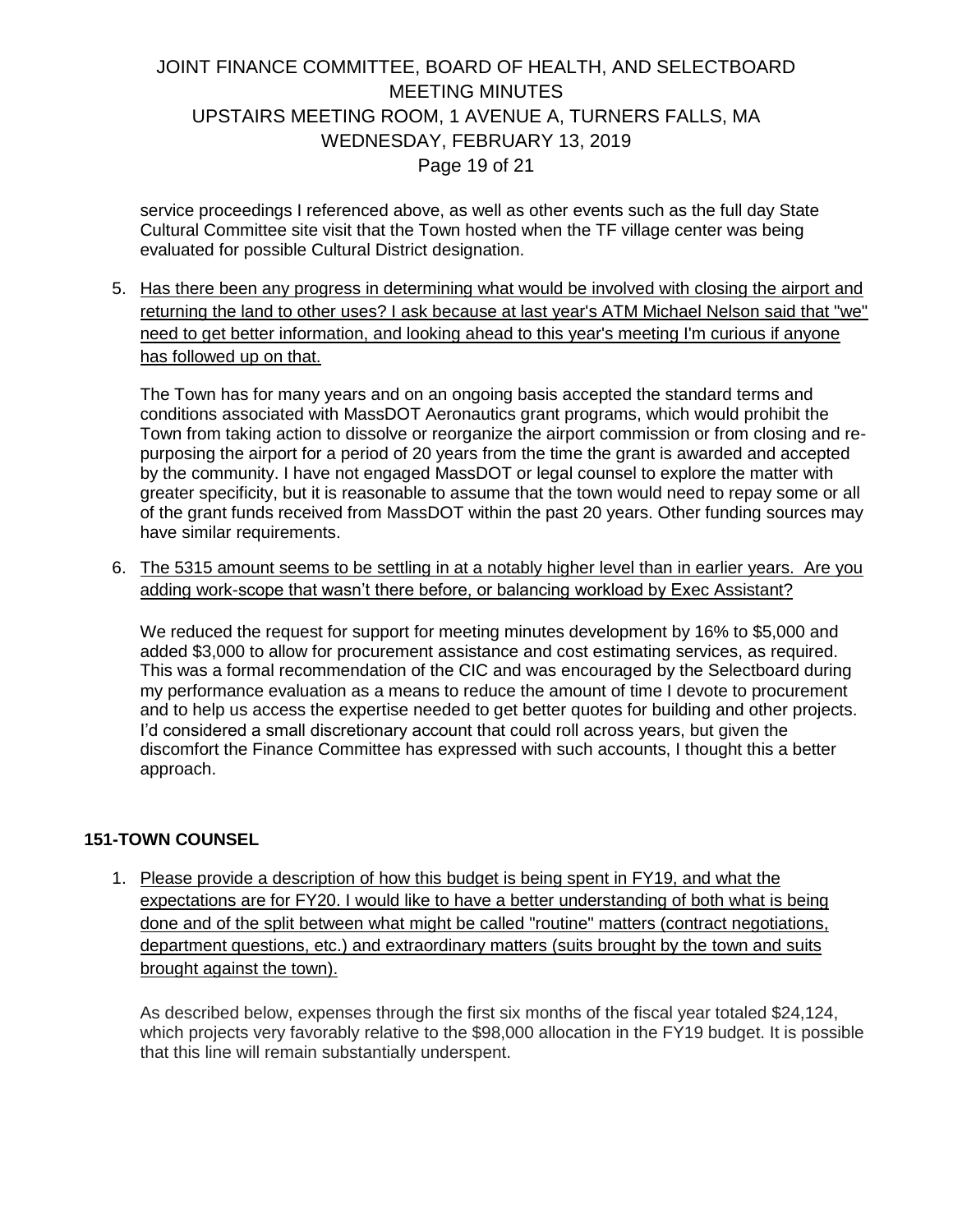service proceedings I referenced above, as well as other events such as the full day State Cultural Committee site visit that the Town hosted when the TF village center was being evaluated for possible Cultural District designation.

5. Has there been any progress in determining what would be involved with closing the airport and returning the land to other uses? I ask because at last year's ATM Michael Nelson said that "we" need to get better information, and looking ahead to this year's meeting I'm curious if anyone has followed up on that.

   The Town has for many years and on an ongoing basis accepted the standard terms and conditions associated with MassDOT Aeronautics grant programs, which would prohibit the Town from taking action to dissolve or reorganize the airport commission or from closing and re-purposing the airport for a period of 20 years from the time the grant is awarded and accepted by the community. I have not engaged MassDOT or legal counsel to explore the matter with greater specificity, but it is reasonable to assume that the town would need to repay some or all of the grant funds received from MassDOT within the past 20 years. Other funding sources may have similar requirements.

6. The 5315 amount seems to be settling in at a notably higher level than in earlier years. Are you adding work-scope that wasn't there before, or balancing workload by Exec Assistant?

   We reduced the request for support for meeting minutes development by 16% to $5,000 and added $3,000 to allow for procurement assistance and cost estimating services, as required. This was a formal recommendation of the CIC and was encouraged by the Selectboard during my performance evaluation as a means to reduce the amount of time I devote to procurement and to help us access the expertise needed to get better quotes for building and other projects. I'd considered a small discretionary account that could roll across years, but given the discomfort the Finance Committee has expressed with such accounts, I thought this a better approach.

**151-TOWN COUNSEL**

1. Please provide a description of how this budget is being spent in FY19, and what the expectations are for FY20. I would like to have a better understanding of both what is being done and of the split between what might be called "routine" matters (contract negotiations, department questions, etc.) and extraordinary matters (suits brought by the town and suits brought against the town).

   As described below, expenses through the first six months of the fiscal year totaled $24,124, which projects very favorably relative to the $98,000 allocation in the FY19 budget. It is possible that this line will remain substantially underspent.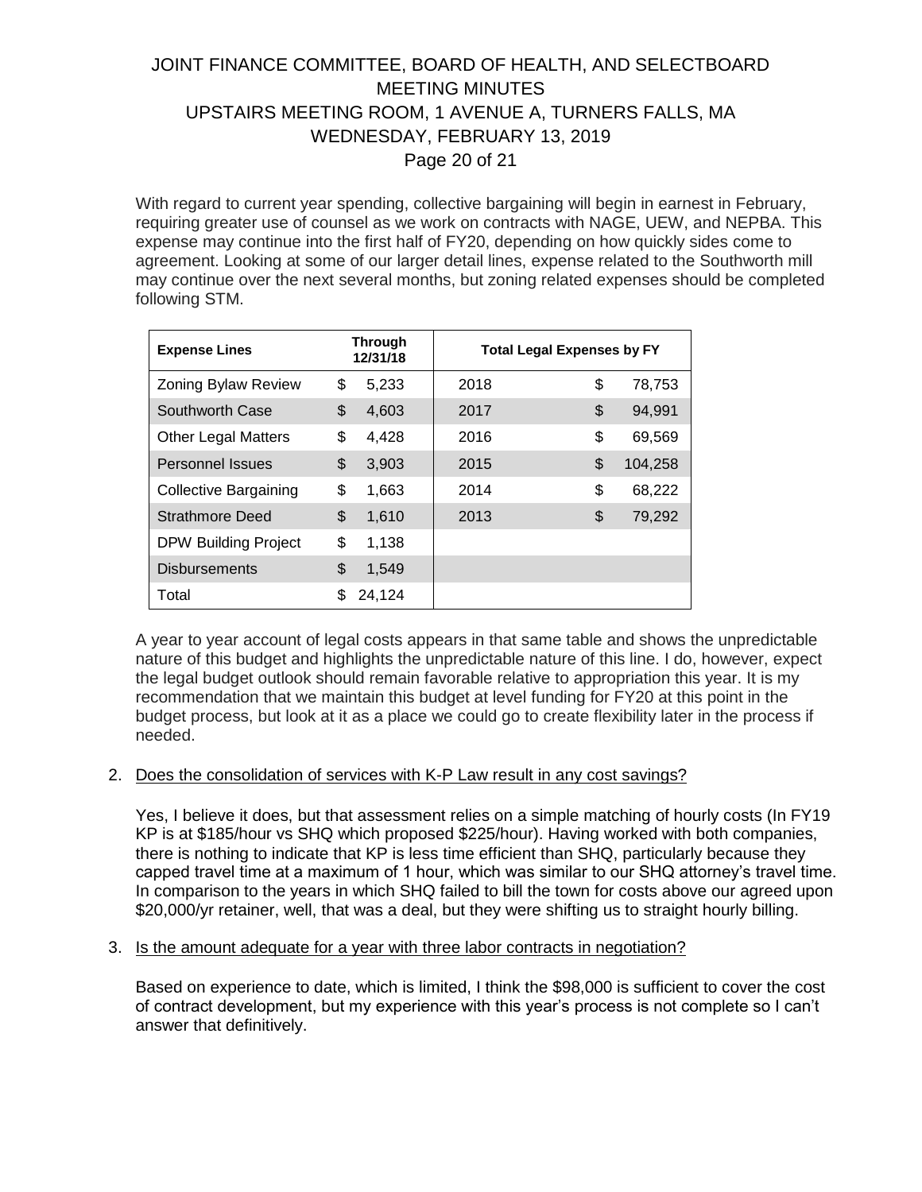With regard to current year spending, collective bargaining will begin in earnest in February, requiring greater use of counsel as we work on contracts with NAGE, UEW, and NEPBA. This expense may continue into the first half of FY20, depending on how quickly sides come to agreement. Looking at some of our larger detail lines, expense related to the Southworth mill may continue over the next several months, but zoning related expenses should be completed following STM.

| Expense Lines | Through 12/31/18 | Total Legal Expenses by FY | |
|---|---|---|---|
| Zoning Bylaw Review | $ 5,233 | 2018 | $ 78,753 |
| Southworth Case | $ 4,603 | 2017 | $ 94,991 |
| Other Legal Matters | $ 4,428 | 2016 | $ 69,569 |
| Personnel Issues | $ 3,903 | 2015 | $ 104,258 |
| Collective Bargaining | $ 1,663 | 2014 | $ 68,222 |
| Strathmore Deed | $ 1,610 | 2013 | $ 79,292 |
| DPW Building Project | $ 1,138 | | |
| Disbursements | $ 1,549 | | |
| Total | $ 24,124 | | |

A year to year account of legal costs appears in that same table and shows the unpredictable nature of this budget and highlights the unpredictable nature of this line. I do, however, expect the legal budget outlook should remain favorable relative to appropriation this year. It is my recommendation that we maintain this budget at level funding for FY20 at this point in the budget process, but look at it as a place we could go to create flexibility later in the process if needed.

2. Does the consolidation of services with K-P Law result in any cost savings?

   Yes, I believe it does, but that assessment relies on a simple matching of hourly costs (In FY19 KP is at $185/hour vs SHQ which proposed $225/hour). Having worked with both companies, there is nothing to indicate that KP is less time efficient than SHQ, particularly because they capped travel time at a maximum of 1 hour, which was similar to our SHQ attorney's travel time. In comparison to the years in which SHQ failed to bill the town for costs above our agreed upon $20,000/yr retainer, well, that was a deal, but they were shifting us to straight hourly billing.

3. Is the amount adequate for a year with three labor contracts in negotiation?

   Based on experience to date, which is limited, I think the $98,000 is sufficient to cover the cost of contract development, but my experience with this year's process is not complete so I can't answer that definitively.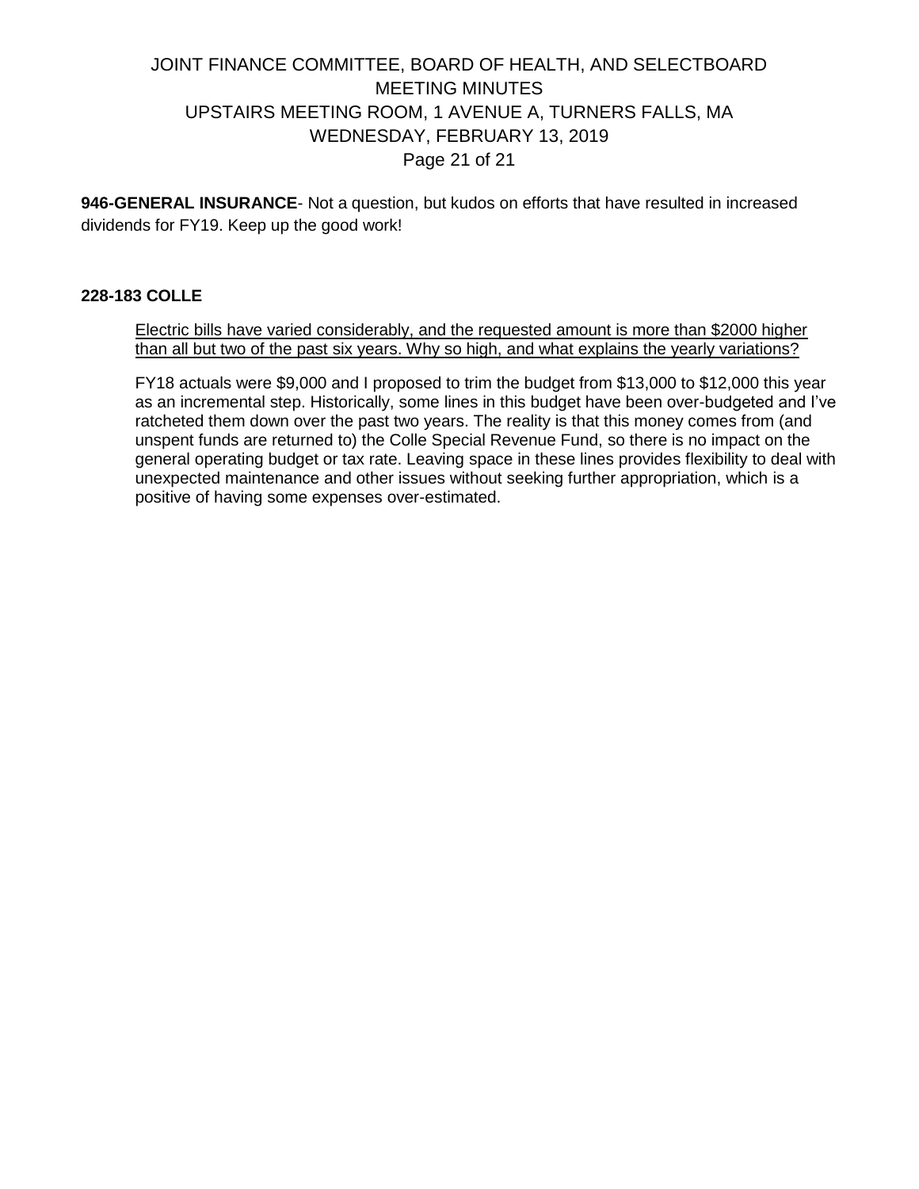**946-GENERAL INSURANCE**- Not a question, but kudos on efforts that have resulted in increased dividends for FY19. Keep up the good work!

**228-183 COLLE**

<u>Electric bills have varied considerably, and the requested amount is more than $2000 higher than all but two of the past six years. Why so high, and what explains the yearly variations?</u>

FY18 actuals were $9,000 and I proposed to trim the budget from $13,000 to $12,000 this year as an incremental step. Historically, some lines in this budget have been over-budgeted and I've ratcheted them down over the past two years. The reality is that this money comes from (and unspent funds are returned to) the Colle Special Revenue Fund, so there is no impact on the general operating budget or tax rate. Leaving space in these lines provides flexibility to deal with unexpected maintenance and other issues without seeking further appropriation, which is a positive of having some expenses over-estimated.